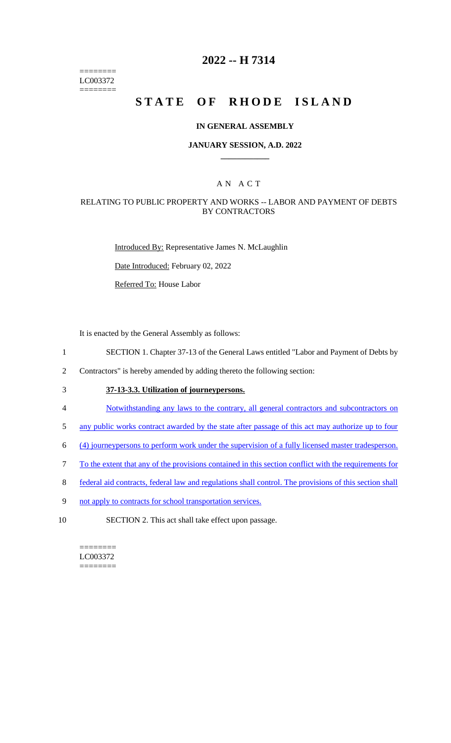========
LC003372
========

# 2022 -- H 7314

# STATE OF RHODE ISLAND

## IN GENERAL ASSEMBLY

### JANUARY SESSION, A.D. 2022

### A N A C T

### RELATING TO PUBLIC PROPERTY AND WORKS -- LABOR AND PAYMENT OF DEBTS BY CONTRACTORS

Introduced By: Representative James N. McLaughlin

Date Introduced: February 02, 2022

Referred To: House Labor

It is enacted by the General Assembly as follows:

1 SECTION 1. Chapter 37-13 of the General Laws entitled "Labor and Payment of Debts by
2 Contractors" is hereby amended by adding thereto the following section:

3 **37-13-3.3. Utilization of journeypersons.**

4 Notwithstanding any laws to the contrary, all general contractors and subcontractors on
5 any public works contract awarded by the state after passage of this act may authorize up to four
6 (4) journeypersons to perform work under the supervision of a fully licensed master tradesperson.
7 To the extent that any of the provisions contained in this section conflict with the requirements for
8 federal aid contracts, federal law and regulations shall control. The provisions of this section shall
9 not apply to contracts for school transportation services.

10 SECTION 2. This act shall take effect upon passage.

========
LC003372
========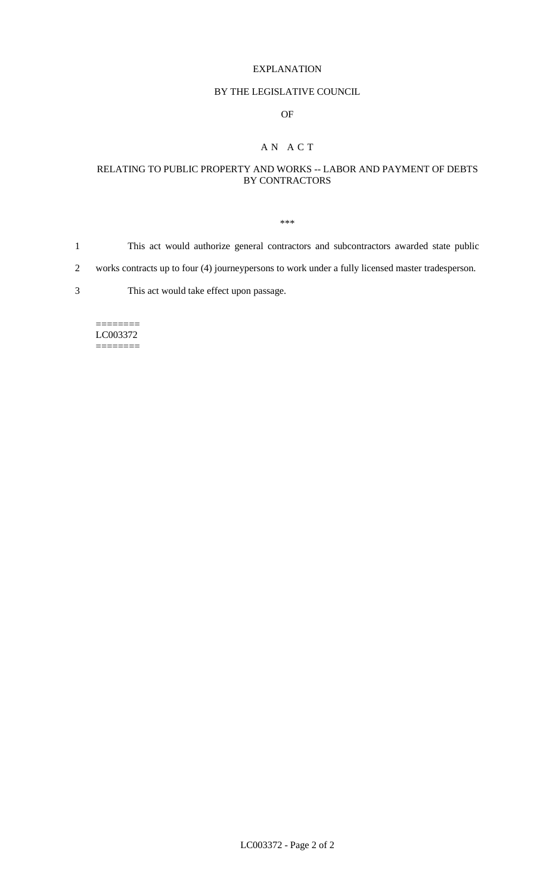EXPLANATION

BY THE LEGISLATIVE COUNCIL

OF

# A N A C T

RELATING TO PUBLIC PROPERTY AND WORKS -- LABOR AND PAYMENT OF DEBTS BY CONTRACTORS

\*\*\*

1 This act would authorize general contractors and subcontractors awarded state public

2 works contracts up to four (4) journeypersons to work under a fully licensed master tradesperson.

3 This act would take effect upon passage.

========
LC003372
========